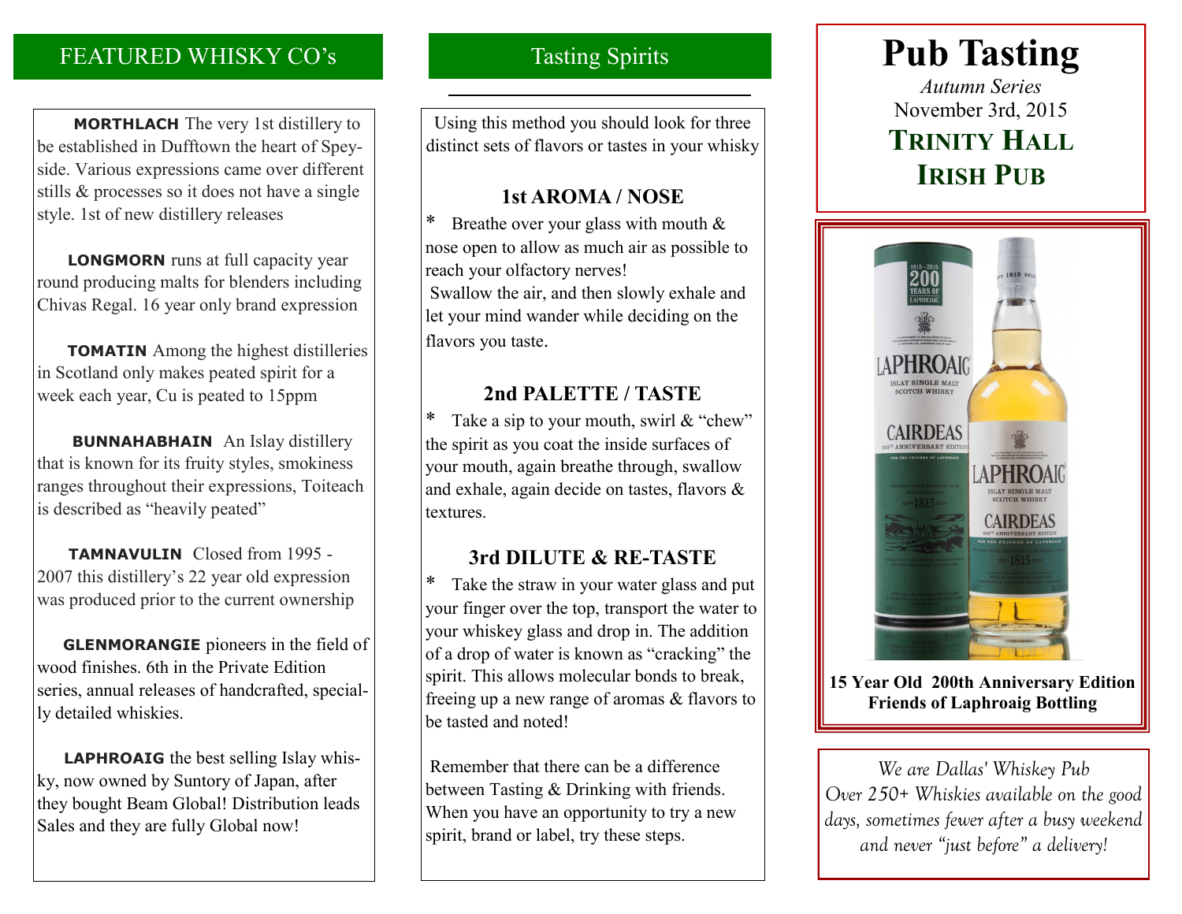## FEATURED WHISKY CO's

**MORTHLACH** The very 1st distillery to be established in Dufftown the heart of Speyside. Various expressions came over different stills & processes so it does not have a single style. 1st of new distillery releases

**LONGMORN** runs at full capacity year round producing malts for blenders including Chivas Regal. 16 year only brand expression

**TOMATIN** Among the highest distilleries in Scotland only makes peated spirit for a week each year, Cu is peated to 15ppm

**BUNNAHABHAIN** An Islay distillery that is known for its fruity styles, smokiness ranges throughout their expressions, Toiteach is described as "heavily peated"

**TAMNAVULIN** Closed from 1995 - 2007 this distillery's 22 year old expression was produced prior to the current ownership

**GLENMORANGIE** pioneers in the field of wood finishes. 6th in the Private Edition series, annual releases of handcrafted, specially detailed whiskies.

**LAPHROAIG** the best selling Islay whisky, now owned by Suntory of Japan, after they bought Beam Global! Distribution leads Sales and they are fully Global now!

## Tasting Spirits

Using this method you should look for three distinct sets of flavors or tastes in your whisky

### 1st AROMA / NOSE

* Breathe over your glass with mouth & nose open to allow as much air as possible to reach your olfactory nerves!
Swallow the air, and then slowly exhale and let your mind wander while deciding on the flavors you taste.

### 2nd PALETTE / TASTE

* Take a sip to your mouth, swirl & "chew" the spirit as you coat the inside surfaces of your mouth, again breathe through, swallow and exhale, again decide on tastes, flavors & textures.

### 3rd DILUTE & RE-TASTE

* Take the straw in your water glass and put your finger over the top, transport the water to your whiskey glass and drop in. The addition of a drop of water is known as "cracking" the spirit. This allows molecular bonds to break, freeing up a new range of aromas & flavors to be tasted and noted!

Remember that there can be a difference between Tasting & Drinking with friends. When you have an opportunity to try a new spirit, brand or label, try these steps.

# Pub Tasting

*Autumn Series*

November 3rd, 2015

**TRINITY HALL IRISH PUB**

**15 Year Old 200th Anniversary Edition Friends of Laphroaig Bottling**

*We are Dallas' Whiskey Pub*
*Over 250+ Whiskies available on the good days, sometimes fewer after a busy weekend and never "just before" a delivery!*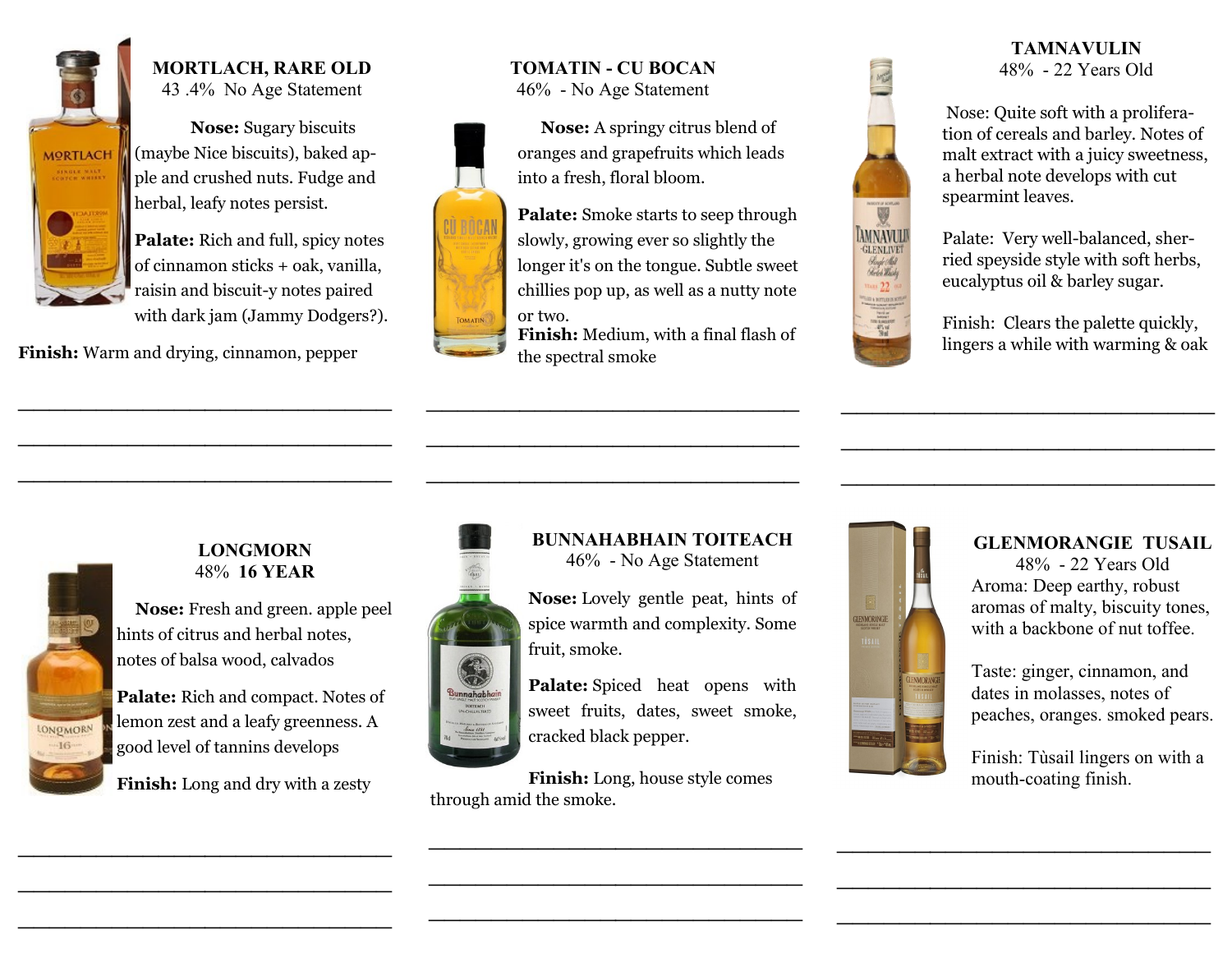## MORTLACH, RARE OLD

43 .4% No Age Statement

**Nose:** Sugary biscuits (maybe Nice biscuits), baked apple and crushed nuts. Fudge and herbal, leafy notes persist.

**Palate:** Rich and full, spicy notes of cinnamon sticks + oak, vanilla, raisin and biscuit-y notes paired with dark jam (Jammy Dodgers?).

**Finish:** Warm and drying, cinnamon, pepper

___________________________________

___________________________________

___________________________________

## TOMATIN - CU BOCAN

46% - No Age Statement

**Nose:** A springy citrus blend of oranges and grapefruits which leads into a fresh, floral bloom.

**Palate:** Smoke starts to seep through slowly, growing ever so slightly the longer it's on the tongue. Subtle sweet chillies pop up, as well as a nutty note or two.

**Finish:** Medium, with a final flash of the spectral smoke

___________________________________

___________________________________

___________________________________

## TAMNAVULIN

48% - 22 Years Old

Nose: Quite soft with a proliferation of cereals and barley. Notes of malt extract with a juicy sweetness, a herbal note develops with cut spearmint leaves.

Palate: Very well-balanced, sherried speyside style with soft herbs, eucalyptus oil & barley sugar.

Finish: Clears the palette quickly, lingers a while with warming & oak

___________________________________

___________________________________

___________________________________

## LONGMORN

48% **16 YEAR**

**Nose:** Fresh and green. apple peel hints of citrus and herbal notes, notes of balsa wood, calvados

**Palate:** Rich and compact. Notes of lemon zest and a leafy greenness. A good level of tannins develops

**Finish:** Long and dry with a zesty

___________________________________

___________________________________

___________________________________

## BUNNAHABHAIN TOITEACH

46% - No Age Statement

**Nose:** Lovely gentle peat, hints of spice warmth and complexity. Some fruit, smoke.

**Palate:** Spiced heat opens with sweet fruits, dates, sweet smoke, cracked black pepper.

**Finish:** Long, house style comes through amid the smoke.

___________________________________

___________________________________

___________________________________

## GLENMORANGIE TUSAIL

48% - 22 Years Old

Aroma: Deep earthy, robust aromas of malty, biscuity tones, with a backbone of nut toffee.

Taste: ginger, cinnamon, and dates in molasses, notes of peaches, oranges. smoked pears.

Finish: Tùsail lingers on with a mouth-coating finish.

___________________________________

___________________________________

___________________________________